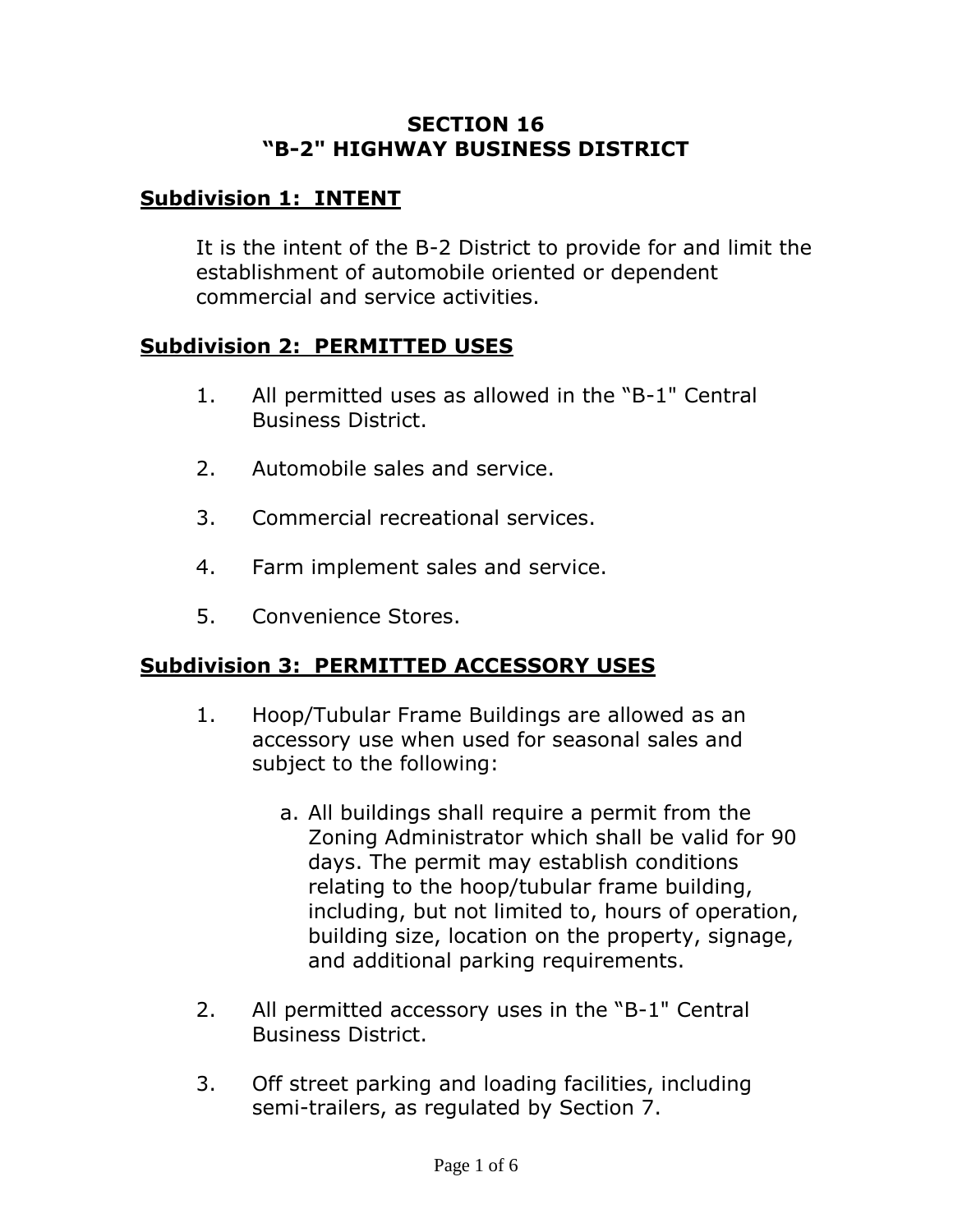# SECTION 16
# "B-2" HIGHWAY BUSINESS DISTRICT

## Subdivision 1: INTENT

It is the intent of the B-2 District to provide for and limit the establishment of automobile oriented or dependent commercial and service activities.

## Subdivision 2: PERMITTED USES

1. All permitted uses as allowed in the "B-1" Central Business District.

2. Automobile sales and service.

3. Commercial recreational services.

4. Farm implement sales and service.

5. Convenience Stores.

## Subdivision 3: PERMITTED ACCESSORY USES

1. Hoop/Tubular Frame Buildings are allowed as an accessory use when used for seasonal sales and subject to the following:

   a. All buildings shall require a permit from the Zoning Administrator which shall be valid for 90 days. The permit may establish conditions relating to the hoop/tubular frame building, including, but not limited to, hours of operation, building size, location on the property, signage, and additional parking requirements.

2. All permitted accessory uses in the "B-1" Central Business District.

3. Off street parking and loading facilities, including semi-trailers, as regulated by Section 7.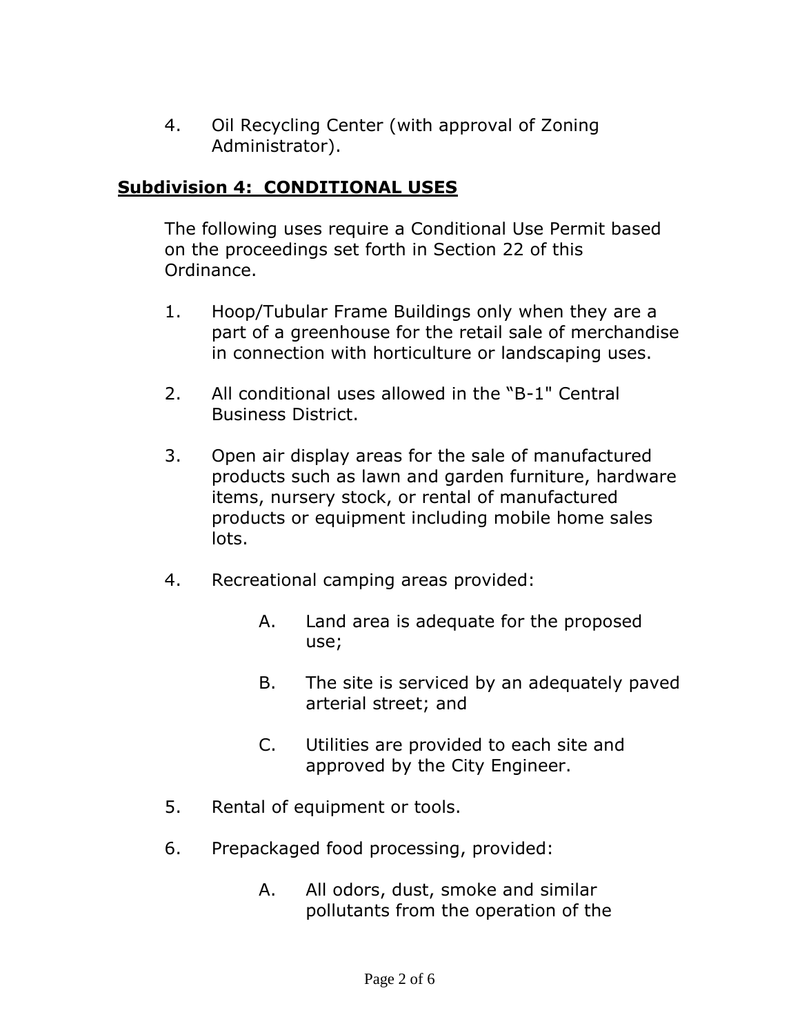4. Oil Recycling Center (with approval of Zoning Administrator).

## Subdivision 4: CONDITIONAL USES

The following uses require a Conditional Use Permit based on the proceedings set forth in Section 22 of this Ordinance.

1. Hoop/Tubular Frame Buildings only when they are a part of a greenhouse for the retail sale of merchandise in connection with horticulture or landscaping uses.

2. All conditional uses allowed in the "B-1" Central Business District.

3. Open air display areas for the sale of manufactured products such as lawn and garden furniture, hardware items, nursery stock, or rental of manufactured products or equipment including mobile home sales lots.

4. Recreational camping areas provided:

   A. Land area is adequate for the proposed use;

   B. The site is serviced by an adequately paved arterial street; and

   C. Utilities are provided to each site and approved by the City Engineer.

5. Rental of equipment or tools.

6. Prepackaged food processing, provided:

   A. All odors, dust, smoke and similar pollutants from the operation of the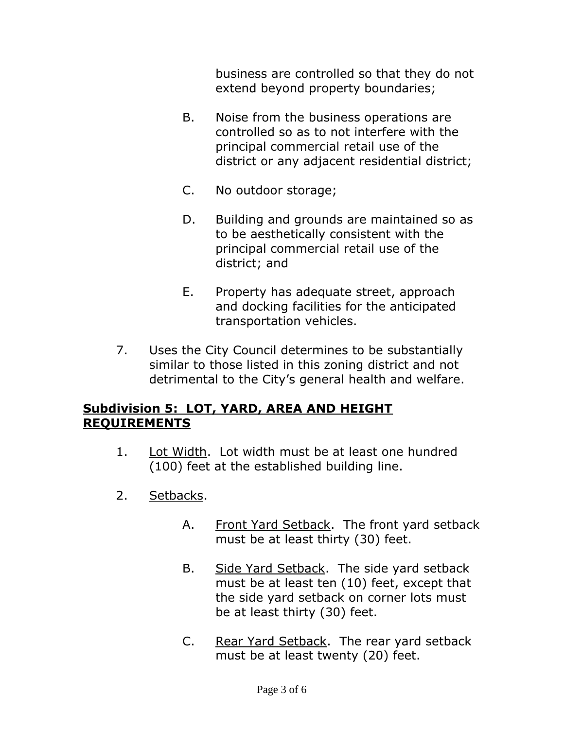business are controlled so that they do not extend beyond property boundaries;

B. Noise from the business operations are controlled so as to not interfere with the principal commercial retail use of the district or any adjacent residential district;

C. No outdoor storage;

D. Building and grounds are maintained so as to be aesthetically consistent with the principal commercial retail use of the district; and

E. Property has adequate street, approach and docking facilities for the anticipated transportation vehicles.

7. Uses the City Council determines to be substantially similar to those listed in this zoning district and not detrimental to the City's general health and welfare.

**Subdivision 5: LOT, YARD, AREA AND HEIGHT REQUIREMENTS**

1. Lot Width. Lot width must be at least one hundred (100) feet at the established building line.

2. Setbacks.

   A. Front Yard Setback. The front yard setback must be at least thirty (30) feet.

   B. Side Yard Setback. The side yard setback must be at least ten (10) feet, except that the side yard setback on corner lots must be at least thirty (30) feet.

   C. Rear Yard Setback. The rear yard setback must be at least twenty (20) feet.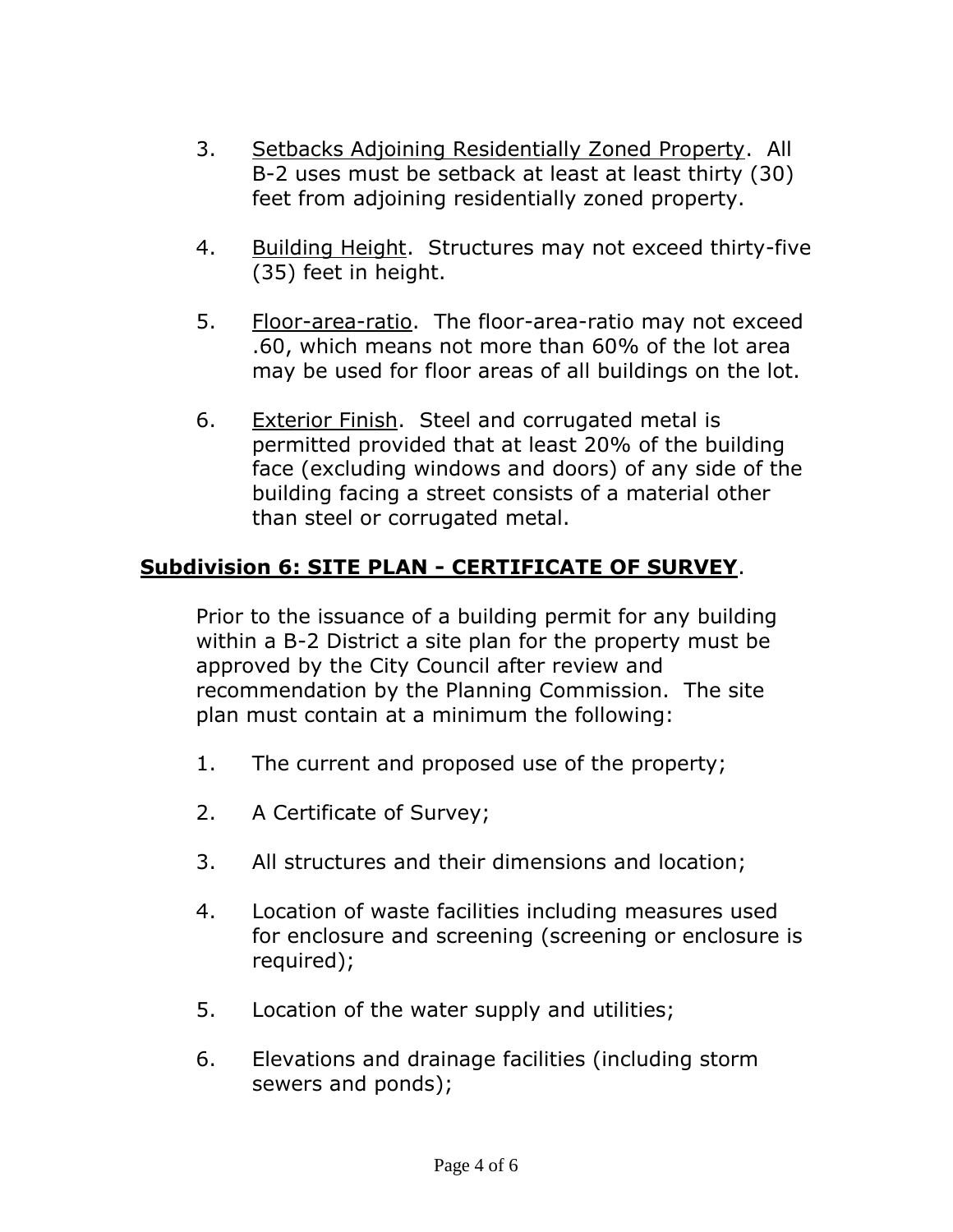3. Setbacks Adjoining Residentially Zoned Property. All B-2 uses must be setback at least at least thirty (30) feet from adjoining residentially zoned property.

4. Building Height. Structures may not exceed thirty-five (35) feet in height.

5. Floor-area-ratio. The floor-area-ratio may not exceed .60, which means not more than 60% of the lot area may be used for floor areas of all buildings on the lot.

6. Exterior Finish. Steel and corrugated metal is permitted provided that at least 20% of the building face (excluding windows and doors) of any side of the building facing a street consists of a material other than steel or corrugated metal.

## **Subdivision 6: SITE PLAN - CERTIFICATE OF SURVEY**.

Prior to the issuance of a building permit for any building within a B-2 District a site plan for the property must be approved by the City Council after review and recommendation by the Planning Commission. The site plan must contain at a minimum the following:

1. The current and proposed use of the property;

2. A Certificate of Survey;

3. All structures and their dimensions and location;

4. Location of waste facilities including measures used for enclosure and screening (screening or enclosure is required);

5. Location of the water supply and utilities;

6. Elevations and drainage facilities (including storm sewers and ponds);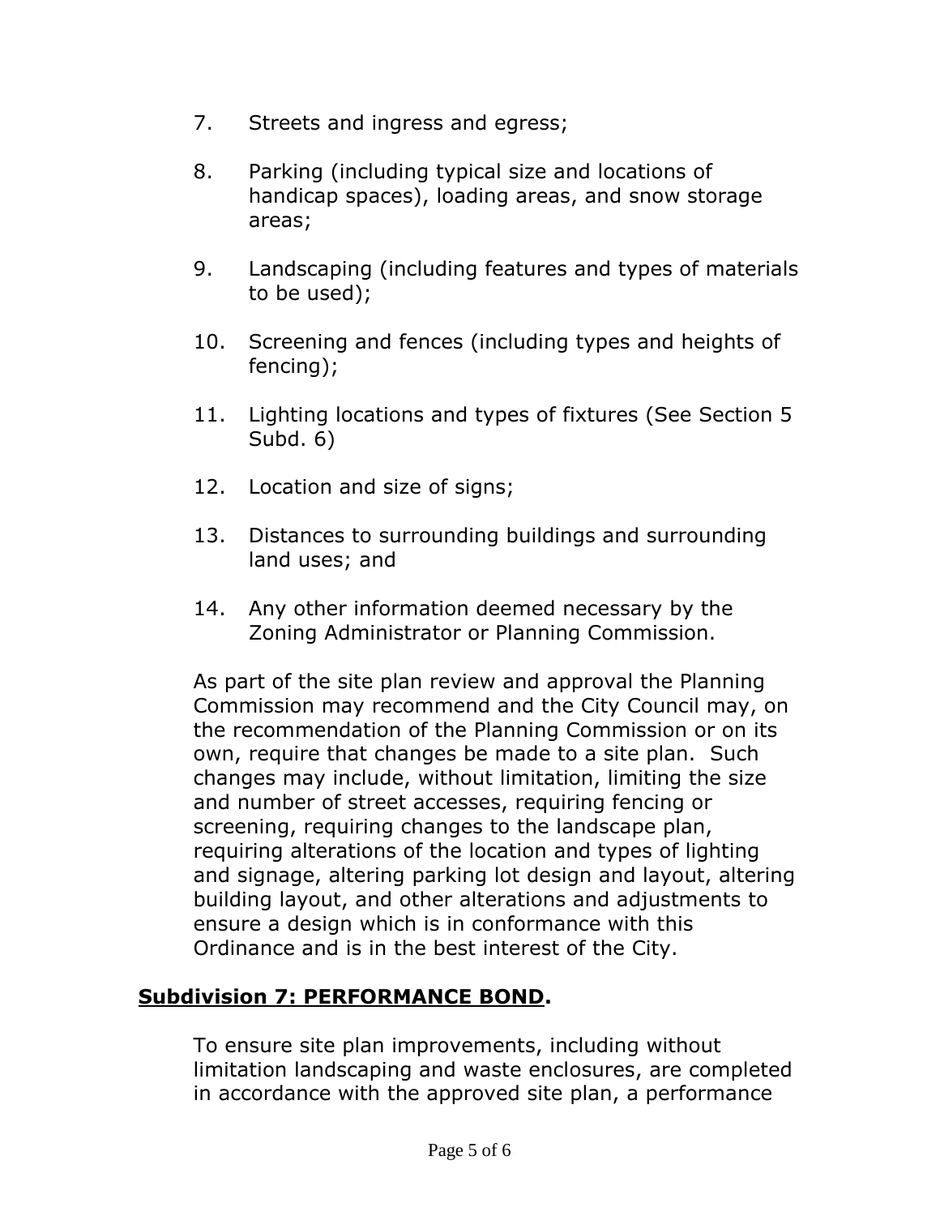7. Streets and ingress and egress;

8. Parking (including typical size and locations of handicap spaces), loading areas, and snow storage areas;

9. Landscaping (including features and types of materials to be used);

10. Screening and fences (including types and heights of fencing);

11. Lighting locations and types of fixtures (See Section 5 Subd. 6)

12. Location and size of signs;

13. Distances to surrounding buildings and surrounding land uses; and

14. Any other information deemed necessary by the Zoning Administrator or Planning Commission.

As part of the site plan review and approval the Planning Commission may recommend and the City Council may, on the recommendation of the Planning Commission or on its own, require that changes be made to a site plan. Such changes may include, without limitation, limiting the size and number of street accesses, requiring fencing or screening, requiring changes to the landscape plan, requiring alterations of the location and types of lighting and signage, altering parking lot design and layout, altering building layout, and other alterations and adjustments to ensure a design which is in conformance with this Ordinance and is in the best interest of the City.

**Subdivision 7: PERFORMANCE BOND.**

To ensure site plan improvements, including without limitation landscaping and waste enclosures, are completed in accordance with the approved site plan, a performance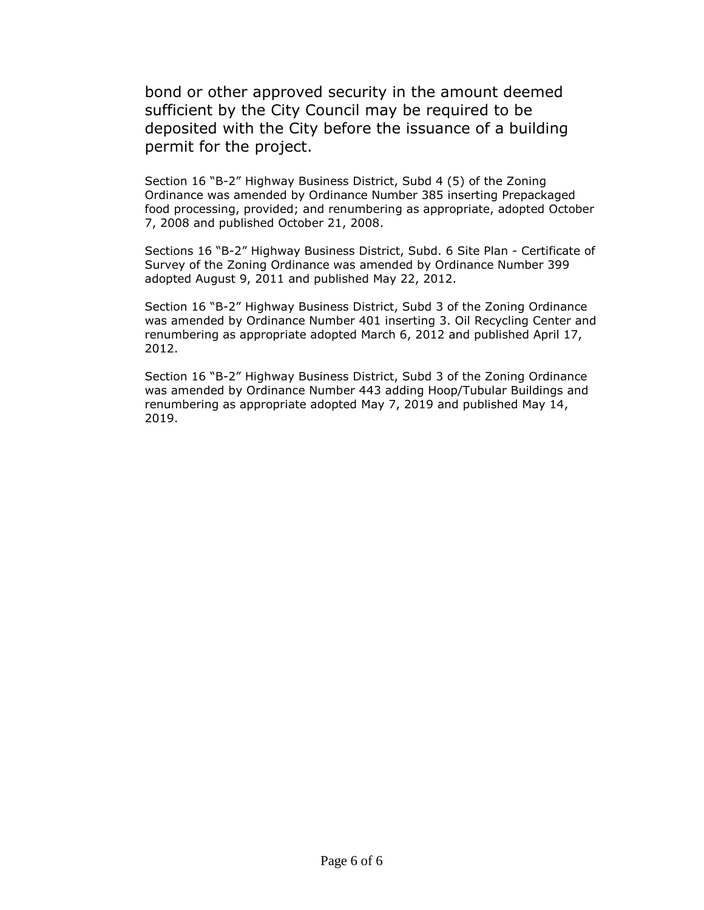bond or other approved security in the amount deemed sufficient by the City Council may be required to be deposited with the City before the issuance of a building permit for the project.

Section 16 "B-2" Highway Business District, Subd 4 (5) of the Zoning Ordinance was amended by Ordinance Number 385 inserting Prepackaged food processing, provided; and renumbering as appropriate, adopted October 7, 2008 and published October 21, 2008.

Sections 16 "B-2" Highway Business District, Subd. 6 Site Plan - Certificate of Survey of the Zoning Ordinance was amended by Ordinance Number 399 adopted August 9, 2011 and published May 22, 2012.

Section 16 "B-2" Highway Business District, Subd 3 of the Zoning Ordinance was amended by Ordinance Number 401 inserting 3. Oil Recycling Center and renumbering as appropriate adopted March 6, 2012 and published April 17, 2012.

Section 16 "B-2" Highway Business District, Subd 3 of the Zoning Ordinance was amended by Ordinance Number 443 adding Hoop/Tubular Buildings and renumbering as appropriate adopted May 7, 2019 and published May 14, 2019.